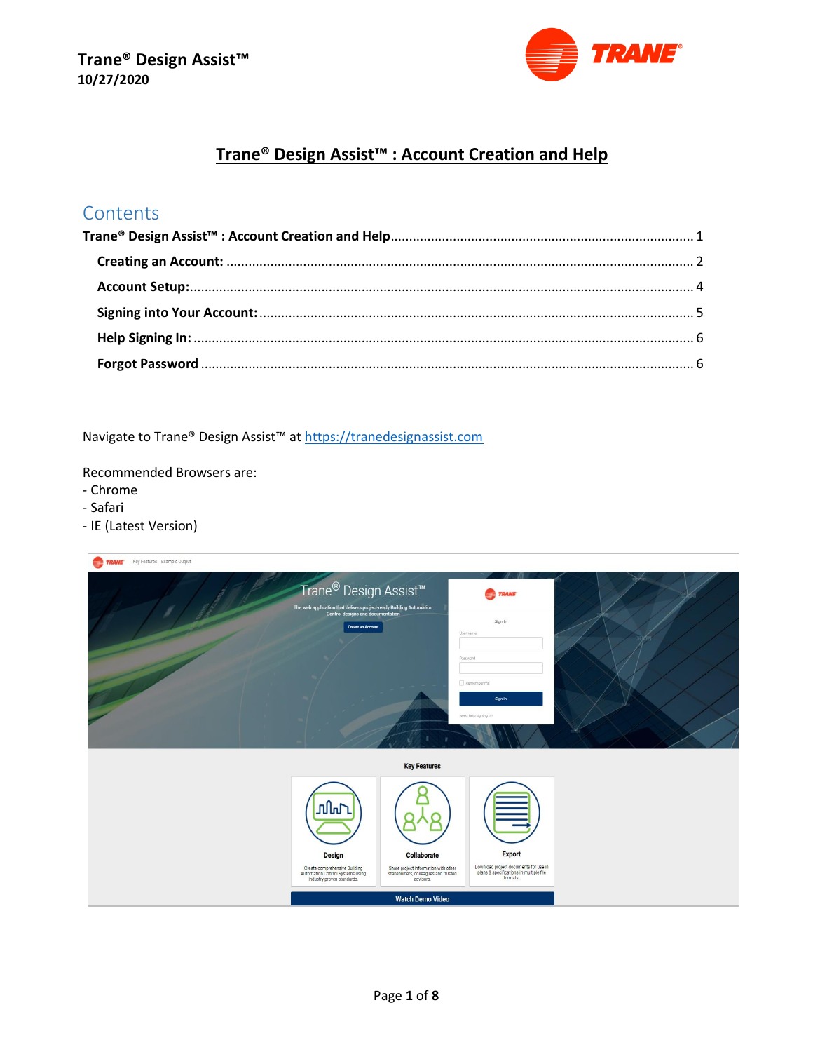Trane® Design Assist™
10/27/2020

# Trane® Design Assist™ : Account Creation and Help

## Contents

**Trane® Design Assist™ : Account Creation and Help** ........ 1

- **Creating an Account:** ........ 2
- **Account Setup:** ........ 4
- **Signing into Your Account:** ........ 5
- **Help Signing In:** ........ 6
- **Forgot Password** ........ 6

Navigate to Trane® Design Assist™ at [https://tranedesignassist.com](https://tranedesignassist.com)

Recommended Browsers are:
- Chrome
- Safari
- IE (Latest Version)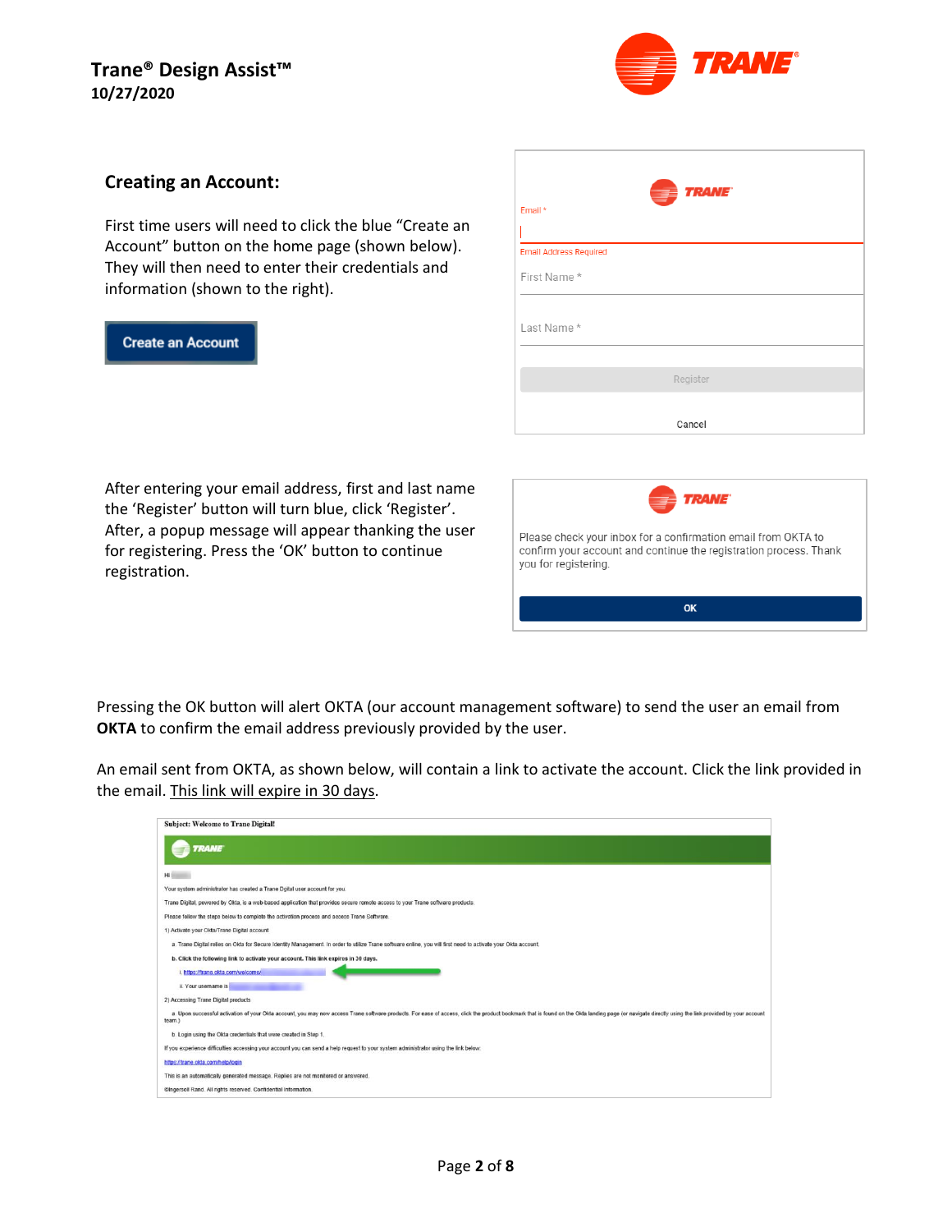## Creating an Account:

First time users will need to click the blue "Create an Account" button on the home page (shown below). They will then need to enter their credentials and information (shown to the right).

Create an Account

Email *

Email Address Required

First Name *

Last Name *

Register

Cancel

After entering your email address, first and last name the 'Register' button will turn blue, click 'Register'. After, a popup message will appear thanking the user for registering. Press the 'OK' button to continue registration.

Please check your inbox for a confirmation email from OKTA to confirm your account and continue the registration process. Thank you for registering.

OK

Pressing the OK button will alert OKTA (our account management software) to send the user an email from **OKTA** to confirm the email address previously provided by the user.

An email sent from OKTA, as shown below, will contain a link to activate the account. Click the link provided in the email. This link will expire in 30 days.

**Subject: Welcome to Trane Digital!**

Hi

Your system administrator has created a Trane Digital user account for you.

Trane Digital, powered by Okta, is a web-based application that provides secure remote access to your Trane software products.

Please follow the steps below to complete the activation process and access Trane Software.

1) Activate your Okta/Trane Digital account

a. Trane Digital relies on Okta for Secure Identity Management. In order to utilize Trane software online, you will first need to activate your Okta account.

**b. Click the following link to activate your account. This link expires in 30 days.**

i. https://trane.okta.com/welcome/

ii. Your username is

2) Accessing Trane Digital products

a. Upon successful activation of your Okta account, you may now access Trane software products. For ease of access, click the product bookmark that is found on the Okta landing page (or navigate directly using the link provided by your account team.)

b. Login using the Okta credentials that were created in Step 1.

If you experience difficulties accessing your account you can send a help request to your system administrator using the link below:

https://trane.okta.com/help/login

This is an automatically generated message. Replies are not monitored or answered.

Ingersoll Rand. All rights reserved. Confidential Information.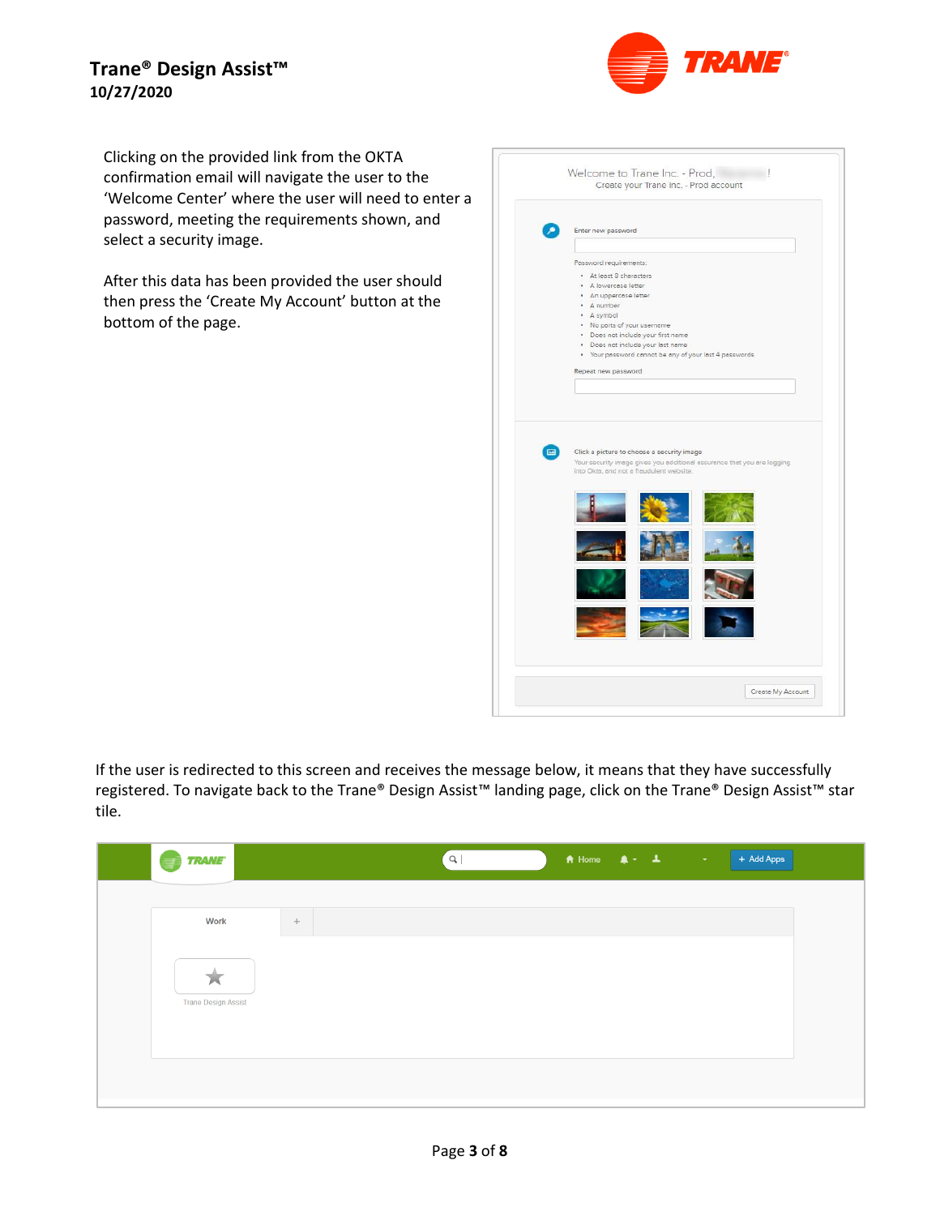Clicking on the provided link from the OKTA confirmation email will navigate the user to the 'Welcome Center' where the user will need to enter a password, meeting the requirements shown, and select a security image.

After this data has been provided the user should then press the 'Create My Account' button at the bottom of the page.

If the user is redirected to this screen and receives the message below, it means that they have successfully registered. To navigate back to the Trane® Design Assist™ landing page, click on the Trane® Design Assist™ star tile.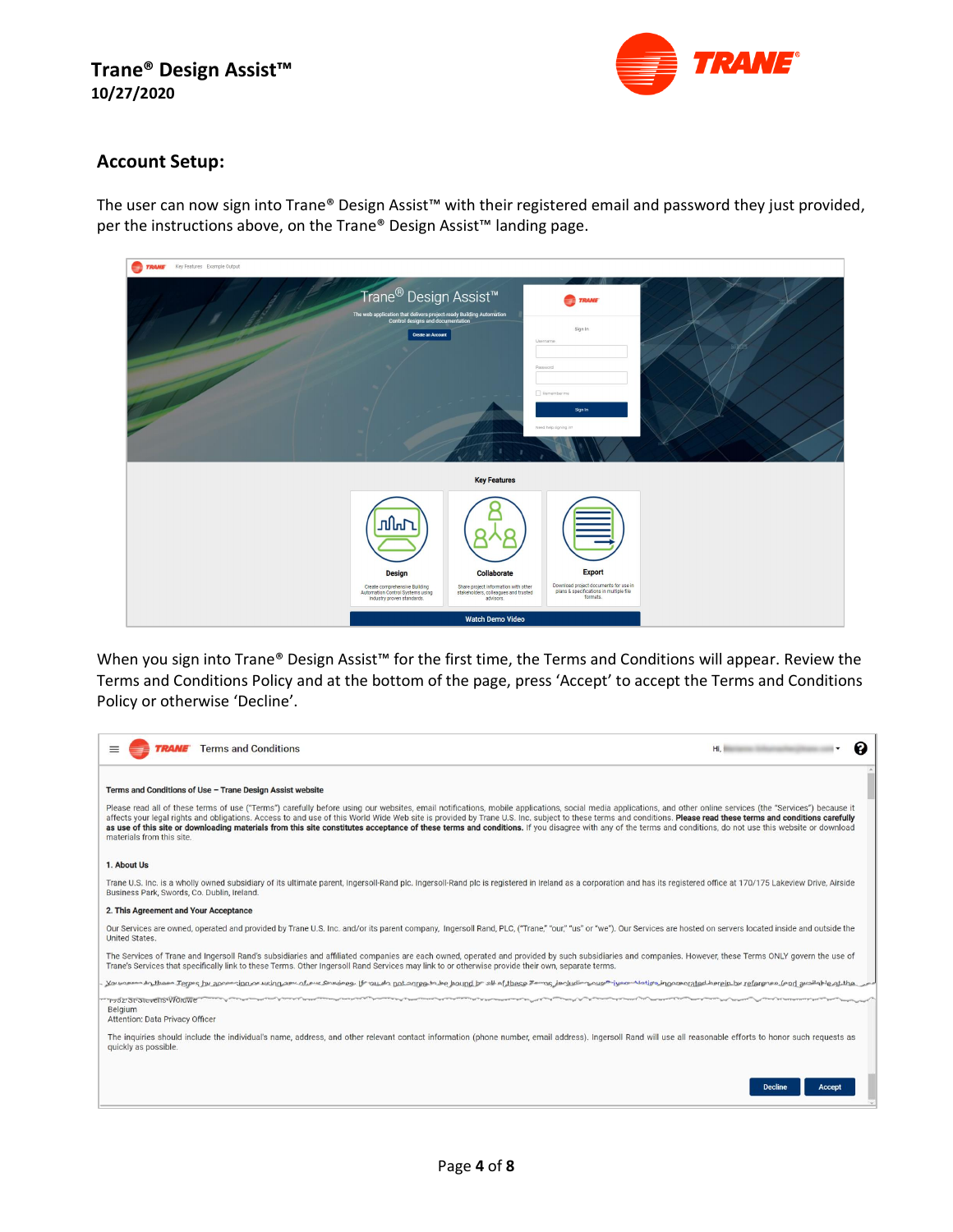## Account Setup:

The user can now sign into Trane® Design Assist™ with their registered email and password they just provided, per the instructions above, on the Trane® Design Assist™ landing page.

When you sign into Trane® Design Assist™ for the first time, the Terms and Conditions will appear. Review the Terms and Conditions Policy and at the bottom of the page, press 'Accept' to accept the Terms and Conditions Policy or otherwise 'Decline'.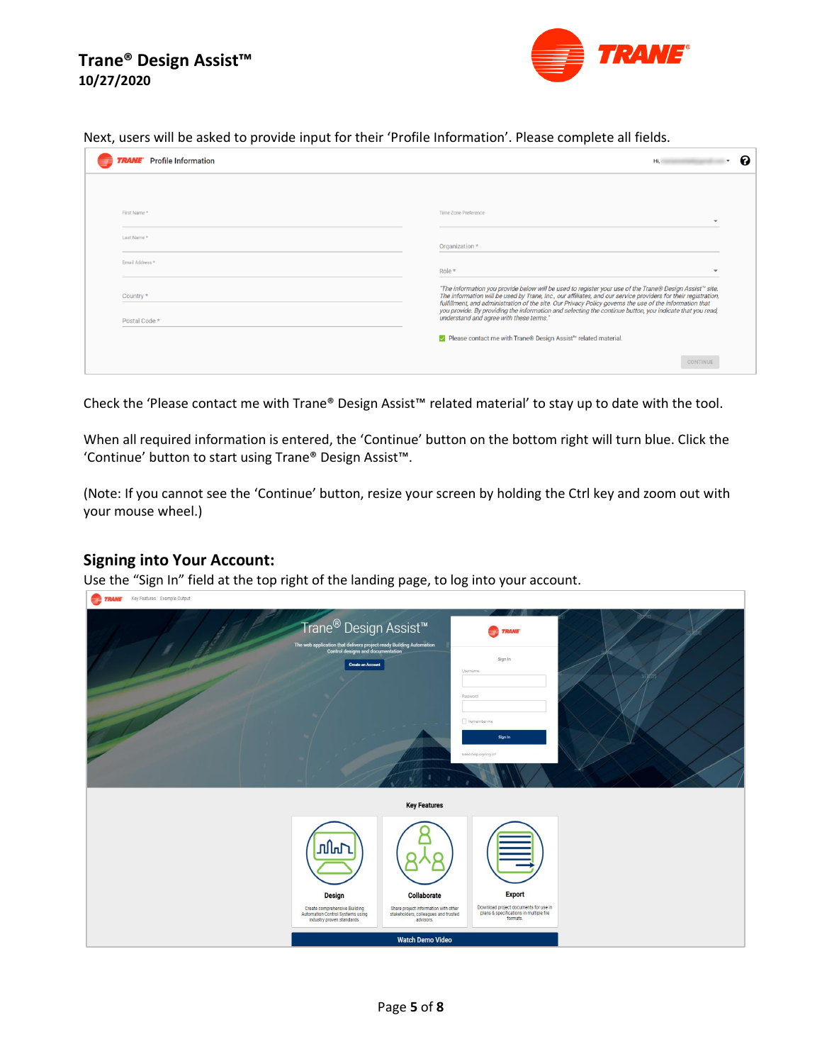Next, users will be asked to provide input for their ‘Profile Information’. Please complete all fields.

Check the ‘Please contact me with Trane® Design Assist™ related material’ to stay up to date with the tool.

When all required information is entered, the ‘Continue’ button on the bottom right will turn blue. Click the ‘Continue’ button to start using Trane® Design Assist™.

(Note: If you cannot see the ‘Continue’ button, resize your screen by holding the Ctrl key and zoom out with your mouse wheel.)

## Signing into Your Account:

Use the “Sign In” field at the top right of the landing page, to log into your account.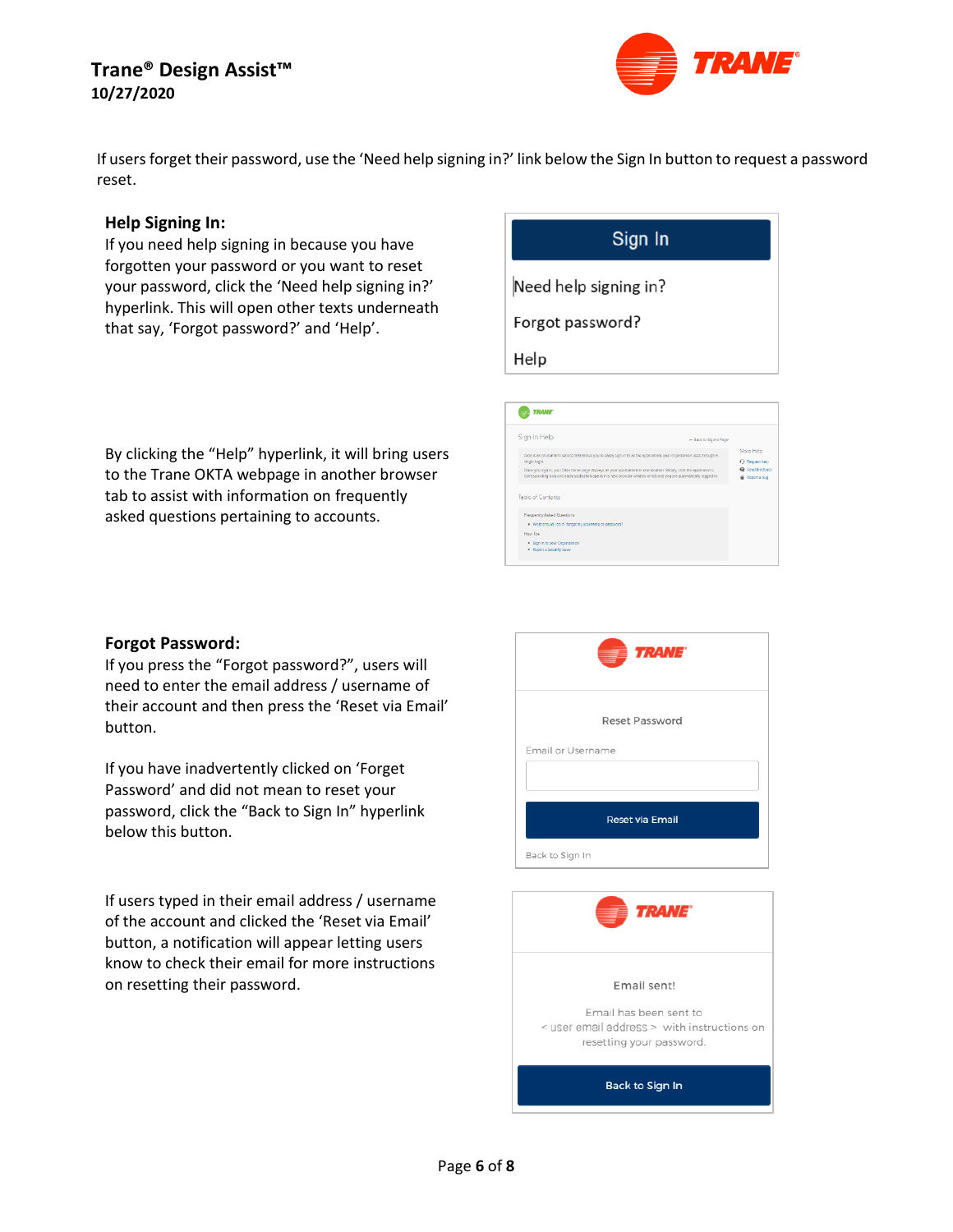If users forget their password, use the ‘Need help signing in?’ link below the Sign In button to request a password reset.

**Help Signing In:**
If you need help signing in because you have forgotten your password or you want to reset your password, click the ‘Need help signing in?’ hyperlink. This will open other texts underneath that say, ‘Forgot password?’ and ‘Help’.

By clicking the “Help” hyperlink, it will bring users to the Trane OKTA webpage in another browser tab to assist with information on frequently asked questions pertaining to accounts.

**Forgot Password:**
If you press the “Forgot password?”, users will need to enter the email address / username of their account and then press the ‘Reset via Email’ button.

If you have inadvertently clicked on ‘Forget Password’ and did not mean to reset your password, click the “Back to Sign In” hyperlink below this button.

If users typed in their email address / username of the account and clicked the ‘Reset via Email’ button, a notification will appear letting users know to check their email for more instructions on resetting their password.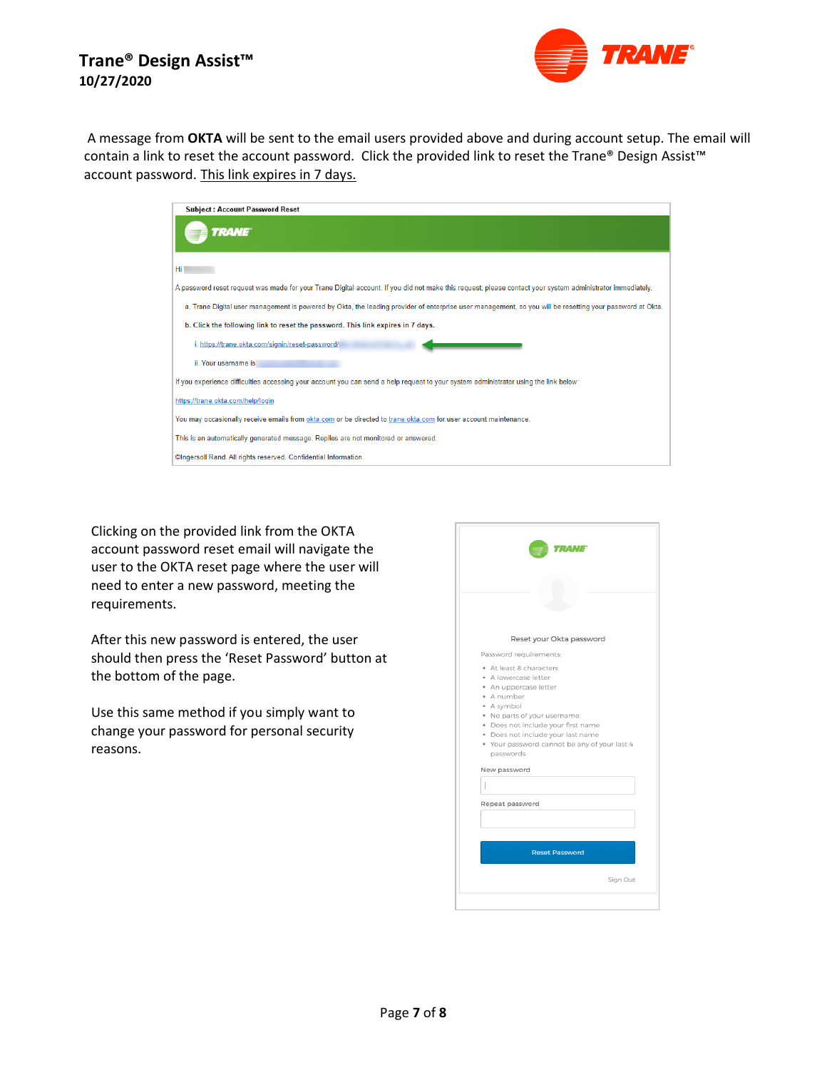A message from **OKTA** will be sent to the email users provided above and during account setup. The email will contain a link to reset the account password. Click the provided link to reset the Trane® Design Assist™ account password. This link expires in 7 days.

**Subject : Account Password Reset**

Hi

A password reset request was made for your Trane Digital account. If you did not make this request, please contact your system administrator immediately.

a. Trane Digital user management is powered by Okta, the leading provider of enterprise user management, so you will be resetting your password at Okta.

b. **Click the following link to reset the password. This link expires in 7 days.**

i. https://trane.okta.com/signin/reset-password/

ii. Your username is

If you experience difficulties accessing your account you can send a help request to your system administrator using the link below:

https://trane.okta.com/help/login

You may occasionally receive emails from okta.com or be directed to trane.okta.com for user account maintenance.

This is an automatically generated message. Replies are not monitored or answered.

©Ingersoll Rand. All rights reserved. Confidential Information.

Clicking on the provided link from the OKTA account password reset email will navigate the user to the OKTA reset page where the user will need to enter a new password, meeting the requirements.

After this new password is entered, the user should then press the 'Reset Password' button at the bottom of the page.

Use this same method if you simply want to change your password for personal security reasons.

Reset your Okta password

Password requirements:

- At least 8 characters
- A lowercase letter
- An uppercase letter
- A number
- A symbol
- No parts of your username
- Does not include your first name
- Does not include your last name
- Your password cannot be any of your last 4 passwords

New password

Repeat password

Reset Password

Sign Out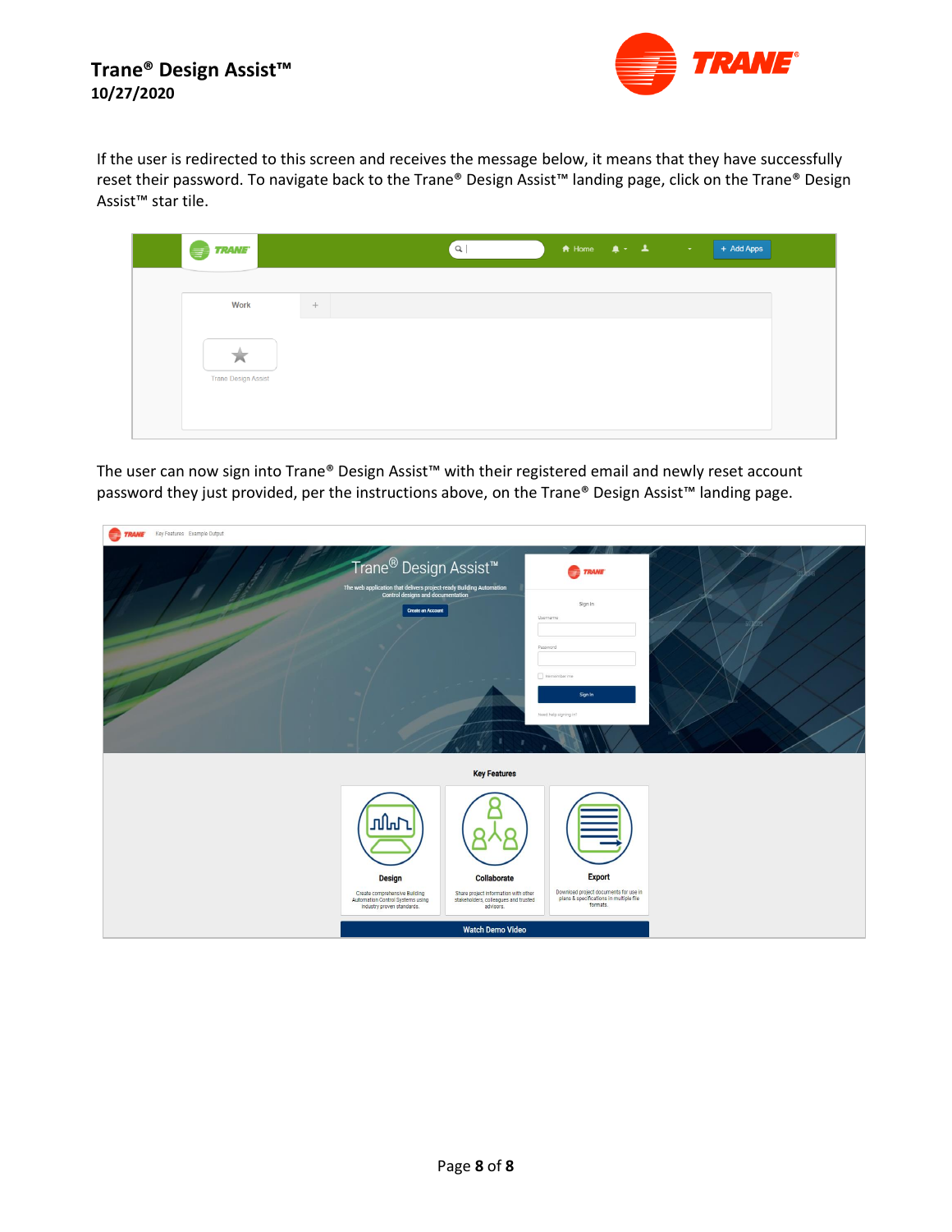If the user is redirected to this screen and receives the message below, it means that they have successfully reset their password. To navigate back to the Trane® Design Assist™ landing page, click on the Trane® Design Assist™ star tile.

The user can now sign into Trane® Design Assist™ with their registered email and newly reset account password they just provided, per the instructions above, on the Trane® Design Assist™ landing page.